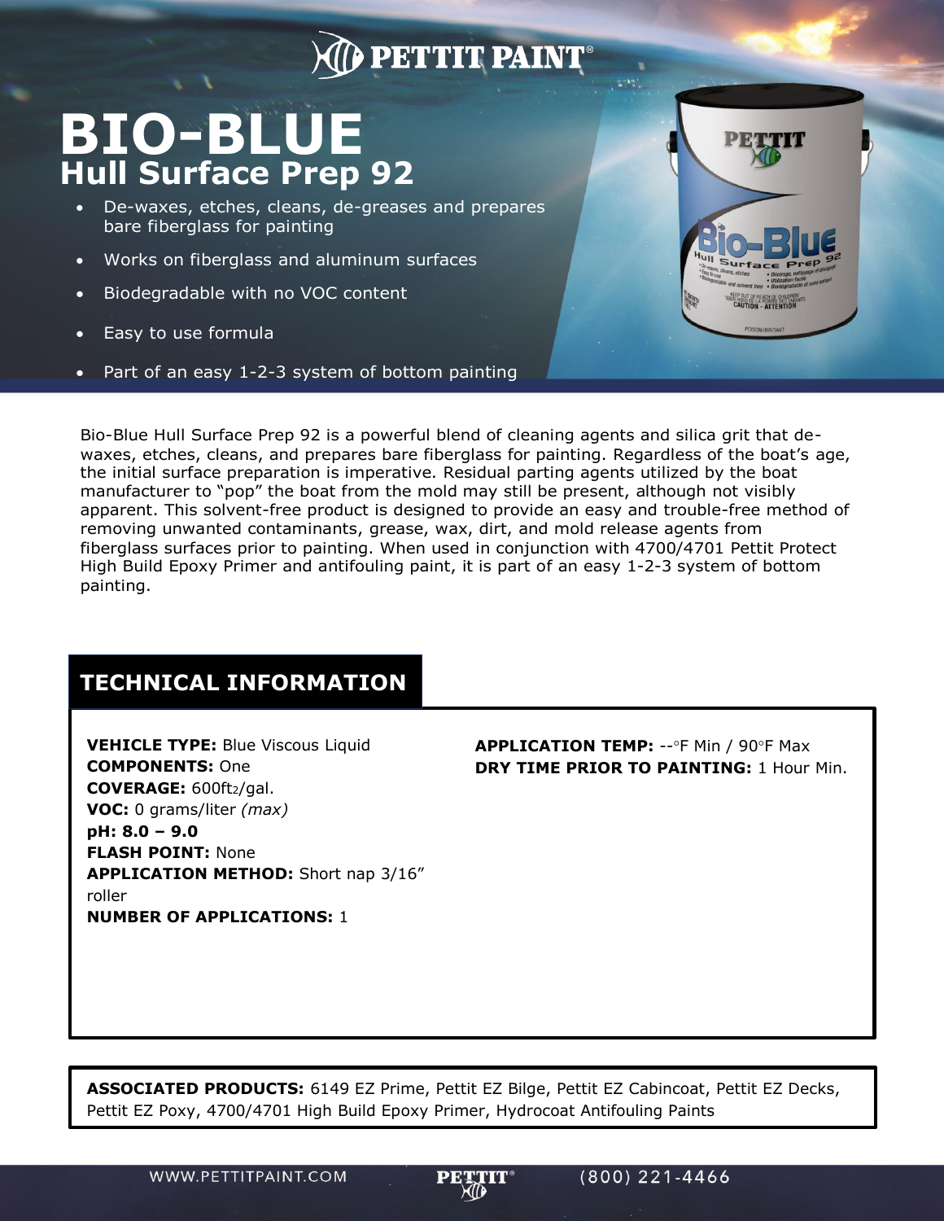# BIO-BLUE

## Hull Surface Prep 92

- De-waxes, etches, cleans, de-greases and prepares bare fiberglass for painting
- Works on fiberglass and aluminum surfaces
- Biodegradable with no VOC content
- Easy to use formula
- Part of an easy 1-2-3 system of bottom painting

Bio-Blue Hull Surface Prep 92 is a powerful blend of cleaning agents and silica grit that de-waxes, etches, cleans, and prepares bare fiberglass for painting. Regardless of the boat's age, the initial surface preparation is imperative. Residual parting agents utilized by the boat manufacturer to "pop" the boat from the mold may still be present, although not visibly apparent. This solvent-free product is designed to provide an easy and trouble-free method of removing unwanted contaminants, grease, wax, dirt, and mold release agents from fiberglass surfaces prior to painting. When used in conjunction with 4700/4701 Pettit Protect High Build Epoxy Primer and antifouling paint, it is part of an easy 1-2-3 system of bottom painting.

## TECHNICAL INFORMATION

**VEHICLE TYPE:** Blue Viscous Liquid
**COMPONENTS:** One
**COVERAGE:** 600ft$^2$/gal.
**VOC:** 0 grams/liter *(max)*
**pH: 8.0 – 9.0**
**FLASH POINT:** None
**APPLICATION METHOD:** Short nap 3/16" roller
**NUMBER OF APPLICATIONS:** 1

**APPLICATION TEMP:** --°F Min / 90°F Max
**DRY TIME PRIOR TO PAINTING:** 1 Hour Min.

**ASSOCIATED PRODUCTS:** 6149 EZ Prime, Pettit EZ Bilge, Pettit EZ Cabincoat, Pettit EZ Decks, Pettit EZ Poxy, 4700/4701 High Build Epoxy Primer, Hydrocoat Antifouling Paints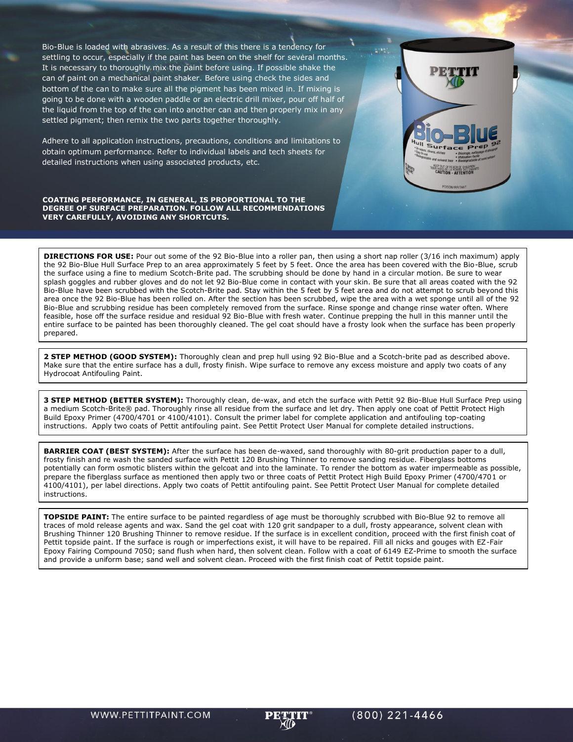Bio-Blue is loaded with abrasives. As a result of this there is a tendency for settling to occur, especially if the paint has been on the shelf for several months. It is necessary to thoroughly mix the paint before using. If possible shake the can of paint on a mechanical paint shaker. Before using check the sides and bottom of the can to make sure all the pigment has been mixed in. If mixing is going to be done with a wooden paddle or an electric drill mixer, pour off half of the liquid from the top of the can into another can and then properly mix in any settled pigment; then remix the two parts together thoroughly.

Adhere to all application instructions, precautions, conditions and limitations to obtain optimum performance. Refer to individual labels and tech sheets for detailed instructions when using associated products, etc.

**COATING PERFORMANCE, IN GENERAL, IS PROPORTIONAL TO THE DEGREE OF SURFACE PREPARATION. FOLLOW ALL RECOMMENDATIONS VERY CAREFULLY, AVOIDING ANY SHORTCUTS.**

**DIRECTIONS FOR USE:** Pour out some of the 92 Bio-Blue into a roller pan, then using a short nap roller (3/16 inch maximum) apply the 92 Bio-Blue Hull Surface Prep to an area approximately 5 feet by 5 feet. Once the area has been covered with the Bio-Blue, scrub the surface using a fine to medium Scotch-Brite pad. The scrubbing should be done by hand in a circular motion. Be sure to wear splash goggles and rubber gloves and do not let 92 Bio-Blue come in contact with your skin. Be sure that all areas coated with the 92 Bio-Blue have been scrubbed with the Scotch-Brite pad. Stay within the 5 feet by 5 feet area and do not attempt to scrub beyond this area once the 92 Bio-Blue has been rolled on. After the section has been scrubbed, wipe the area with a wet sponge until all of the 92 Bio-Blue and scrubbing residue has been completely removed from the surface. Rinse sponge and change rinse water often. Where feasible, hose off the surface residue and residual 92 Bio-Blue with fresh water. Continue prepping the hull in this manner until the entire surface to be painted has been thoroughly cleaned. The gel coat should have a frosty look when the surface has been properly prepared.

**2 STEP METHOD (GOOD SYSTEM):** Thoroughly clean and prep hull using 92 Bio-Blue and a Scotch-brite pad as described above. Make sure that the entire surface has a dull, frosty finish. Wipe surface to remove any excess moisture and apply two coats of any Hydrocoat Antifouling Paint.

**3 STEP METHOD (BETTER SYSTEM):** Thoroughly clean, de-wax, and etch the surface with Pettit 92 Bio-Blue Hull Surface Prep using a medium Scotch-Brite® pad. Thoroughly rinse all residue from the surface and let dry. Then apply one coat of Pettit Protect High Build Epoxy Primer (4700/4701 or 4100/4101). Consult the primer label for complete application and antifouling top-coating instructions. Apply two coats of Pettit antifouling paint. See Pettit Protect User Manual for complete detailed instructions.

**BARRIER COAT (BEST SYSTEM):** After the surface has been de-waxed, sand thoroughly with 80-grit production paper to a dull, frosty finish and re wash the sanded surface with Pettit 120 Brushing Thinner to remove sanding residue. Fiberglass bottoms potentially can form osmotic blisters within the gelcoat and into the laminate. To render the bottom as water impermeable as possible, prepare the fiberglass surface as mentioned then apply two or three coats of Pettit Protect High Build Epoxy Primer (4700/4701 or 4100/4101), per label directions. Apply two coats of Pettit antifouling paint. See Pettit Protect User Manual for complete detailed instructions.

**TOPSIDE PAINT:** The entire surface to be painted regardless of age must be thoroughly scrubbed with Bio-Blue 92 to remove all traces of mold release agents and wax. Sand the gel coat with 120 grit sandpaper to a dull, frosty appearance, solvent clean with Brushing Thinner 120 Brushing Thinner to remove residue. If the surface is in excellent condition, proceed with the first finish coat of Pettit topside paint. If the surface is rough or imperfections exist, it will have to be repaired. Fill all nicks and gouges with EZ-Fair Epoxy Fairing Compound 7050; sand flush when hard, then solvent clean. Follow with a coat of 6149 EZ-Prime to smooth the surface and provide a uniform base; sand well and solvent clean. Proceed with the first finish coat of Pettit topside paint.